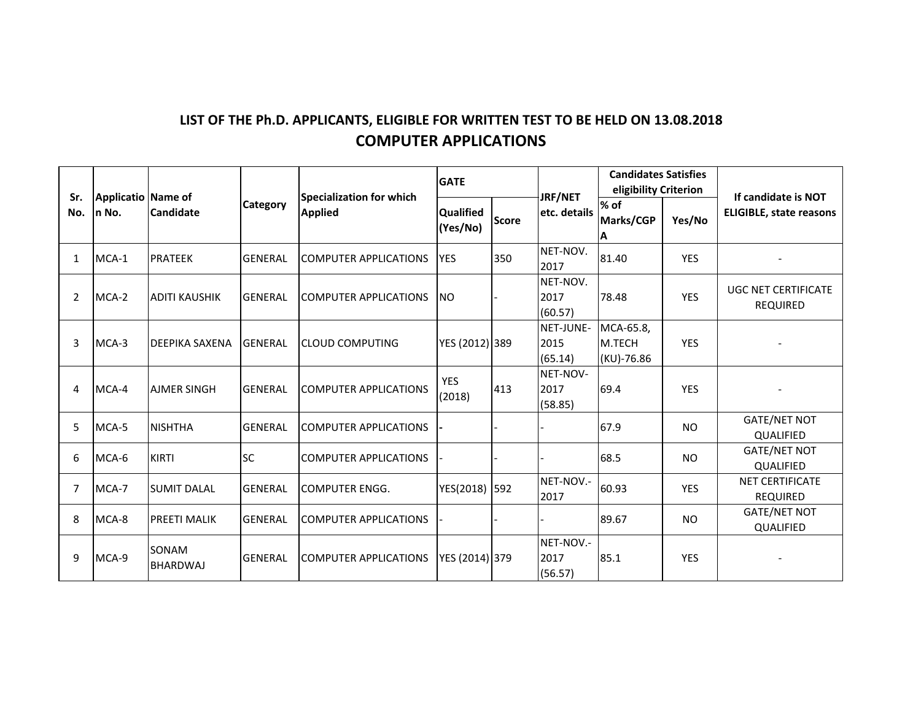## LIST OF THE Ph.D. APPLICANTS, ELIGIBLE FOR WRITTEN TEST TO BE HELD ON 13.08.2018

## COMPUTER APPLICATIONS

| Sr. No. | Application No. | Name of Candidate | Category | Specialization for which Applied | GATE | | JRF/NET etc. details | Candidates Satisfies eligibility Criterion | | If candidate is NOT ELIGIBLE, state reasons |
|---|---|---|---|---|---|---|---|---|---|---|
| | | | | | Qualified (Yes/No) | Score | | % of Marks/CGPA | Yes/No | |
| 1 | MCA-1 | PRATEEK | GENERAL | COMPUTER APPLICATIONS | YES | 350 | NET-NOV. 2017 | 81.40 | YES | - |
| 2 | MCA-2 | ADITI KAUSHIK | GENERAL | COMPUTER APPLICATIONS | NO | - | NET-NOV. 2017 (60.57) | 78.48 | YES | UGC NET CERTIFICATE REQUIRED |
| 3 | MCA-3 | DEEPIKA SAXENA | GENERAL | CLOUD COMPUTING | YES (2012) | 389 | NET-JUNE-2015 (65.14) | MCA-65.8, M.TECH (KU)-76.86 | YES | - |
| 4 | MCA-4 | AJMER SINGH | GENERAL | COMPUTER APPLICATIONS | YES (2018) | 413 | NET-NOV-2017 (58.85) | 69.4 | YES | - |
| 5 | MCA-5 | NISHTHA | GENERAL | COMPUTER APPLICATIONS | - | - | - | 67.9 | NO | GATE/NET NOT QUALIFIED |
| 6 | MCA-6 | KIRTI | SC | COMPUTER APPLICATIONS | - | - | - | 68.5 | NO | GATE/NET NOT QUALIFIED |
| 7 | MCA-7 | SUMIT DALAL | GENERAL | COMPUTER ENGG. | YES(2018) | 592 | NET-NOV.-2017 | 60.93 | YES | NET CERTIFICATE REQUIRED |
| 8 | MCA-8 | PREETI MALIK | GENERAL | COMPUTER APPLICATIONS | - | - | - | 89.67 | NO | GATE/NET NOT QUALIFIED |
| 9 | MCA-9 | SONAM BHARDWAJ | GENERAL | COMPUTER APPLICATIONS | YES (2014) | 379 | NET-NOV.-2017 (56.57) | 85.1 | YES | - |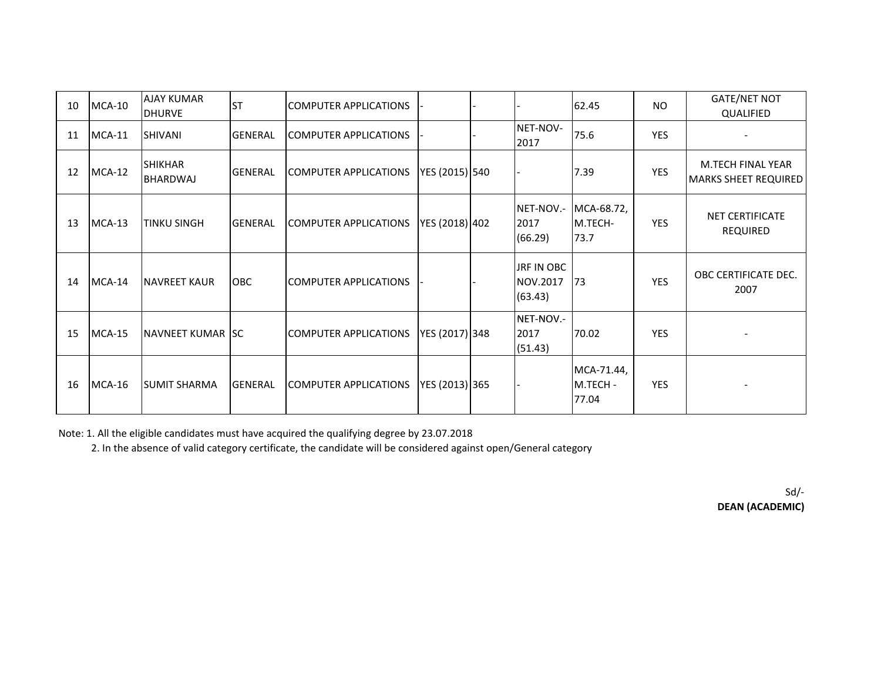| | | | | | | | | | | |
|---|---|---|---|---|---|---|---|---|---|---|
| 10 | MCA-10 | AJAY KUMAR DHURVE | ST | COMPUTER APPLICATIONS | - | - | - | 62.45 | NO | GATE/NET NOT QUALIFIED |
| 11 | MCA-11 | SHIVANI | GENERAL | COMPUTER APPLICATIONS | - | - | NET-NOV-2017 | 75.6 | YES | - |
| 12 | MCA-12 | SHIKHAR BHARDWAJ | GENERAL | COMPUTER APPLICATIONS | YES (2015) | 540 | - | 7.39 | YES | M.TECH FINAL YEAR MARKS SHEET REQUIRED |
| 13 | MCA-13 | TINKU SINGH | GENERAL | COMPUTER APPLICATIONS | YES (2018) | 402 | NET-NOV.-2017 (66.29) | MCA-68.72, M.TECH-73.7 | YES | NET CERTIFICATE REQUIRED |
| 14 | MCA-14 | NAVREET KAUR | OBC | COMPUTER APPLICATIONS | - | - | JRF IN OBC NOV.2017 (63.43) | 73 | YES | OBC CERTIFICATE DEC. 2007 |
| 15 | MCA-15 | NAVNEET KUMAR | SC | COMPUTER APPLICATIONS | YES (2017) | 348 | NET-NOV.-2017 (51.43) | 70.02 | YES | - |
| 16 | MCA-16 | SUMIT SHARMA | GENERAL | COMPUTER APPLICATIONS | YES (2013) | 365 | - | MCA-71.44, M.TECH - 77.04 | YES | - |

Note: 1. All the eligible candidates must have acquired the qualifying degree by 23.07.2018

2. In the absence of valid category certificate, the candidate will be considered against open/General category

Sd/-

**DEAN (ACADEMIC)**